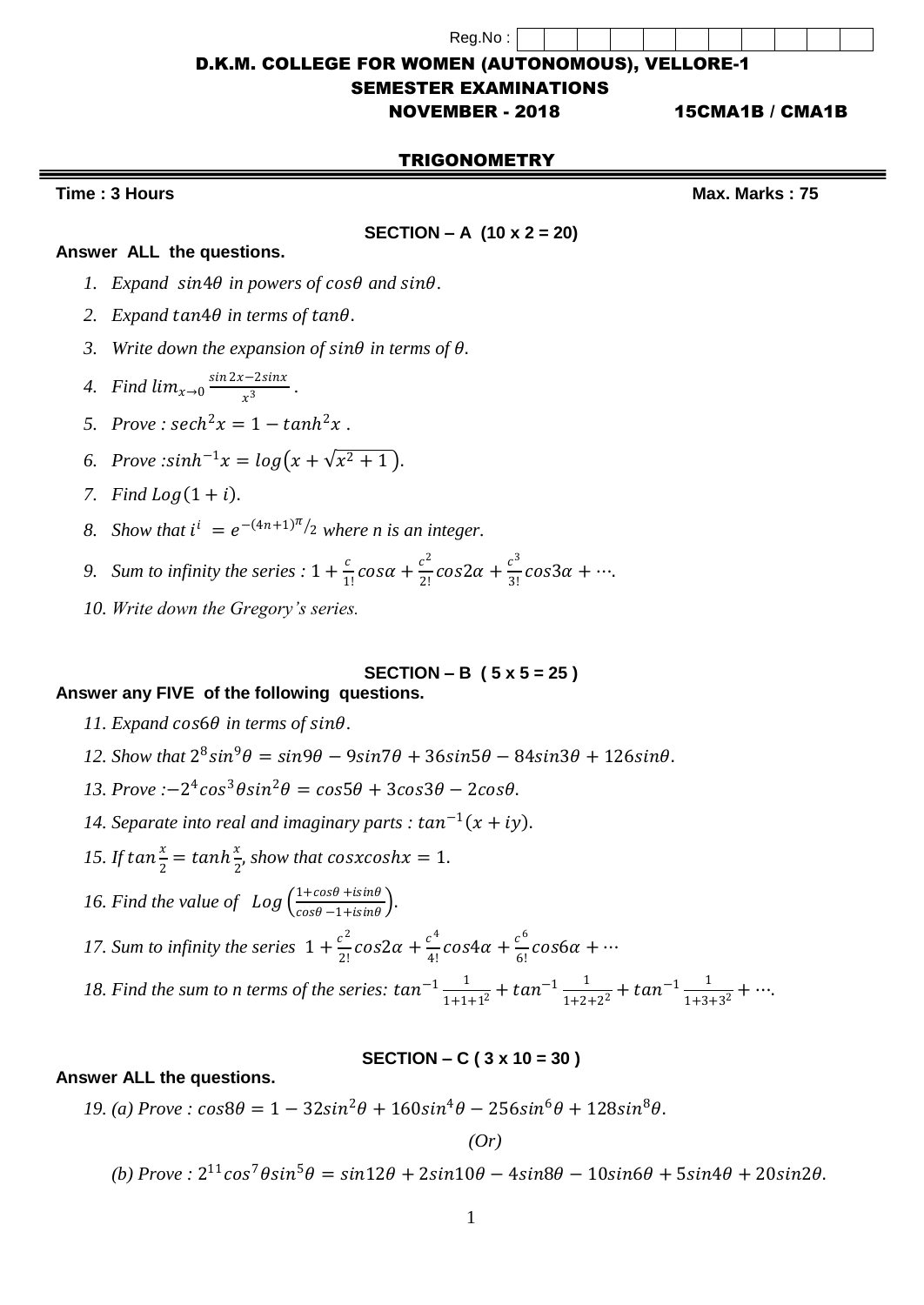Reg.No :

# D.K.M. COLLEGE FOR WOMEN (AUTONOMOUS), VELLORE-1

## SEMESTER EXAMINATIONS

**NOVEMBER - 2018** **15CMA1B / CMA1B**

## TRIGONOMETRY

**Time : 3 Hours** **Max. Marks : 75**

### SECTION – A (10 x 2 = 20)

**Answer ALL the questions.**

1. *Expand* $sin4\theta$ *in powers of* $cos\theta$ *and* $sin\theta$.
2. *Expand* $tan4\theta$ *in terms of* $tan\theta$.
3. *Write down the expansion of* $sin\theta$ *in terms of* $\theta$.
4. *Find* $lim_{x\to 0} \frac{sin\,2x - 2sinx}{x^3}$.
5. *Prove :* $sech^2 x = 1 - tanh^2 x$.
6. *Prove :* $sinh^{-1}x = log\left(x + \sqrt{x^2+1}\right)$.
7. *Find* $Log(1+i)$.
8. *Show that* $i^i = e^{-(4n+1)\pi/2}$ *where n is an integer.*
9. *Sum to infinity the series :* $1 + \frac{c}{1!}cos\alpha + \frac{c^2}{2!}cos2\alpha + \frac{c^3}{3!}cos3\alpha + \cdots$.
10. *Write down the Gregory's series.*

### SECTION – B ( 5 x 5 = 25 )

**Answer any FIVE of the following questions.**

11. *Expand* $cos6\theta$ *in terms of* $sin\theta$.
12. *Show that* $2^8 sin^9\theta = sin9\theta - 9sin7\theta + 36sin5\theta - 84sin3\theta + 126sin\theta$.
13. *Prove :*$-2^4 cos^3\theta sin^2\theta = cos5\theta + 3cos3\theta - 2cos\theta$.
14. *Separate into real and imaginary parts :* $tan^{-1}(x+iy)$.
15. *If* $tan\frac{x}{2} = tanh\frac{x}{2}$, *show that* $cosx\,coshx = 1$.
16. *Find the value of* $Log\left(\frac{1+cos\theta + isin\theta}{cos\theta - 1 + isin\theta}\right)$.
17. *Sum to infinity the series* $1 + \frac{c^2}{2!}cos2\alpha + \frac{c^4}{4!}cos4\alpha + \frac{c^6}{6!}cos6\alpha + \cdots$
18. *Find the sum to n terms of the series:* $tan^{-1}\frac{1}{1+1+1^2} + tan^{-1}\frac{1}{1+2+2^2} + tan^{-1}\frac{1}{1+3+3^2} + \cdots$.

### SECTION – C ( 3 x 10 = 30 )

**Answer ALL the questions.**

19. (a) *Prove :* $cos8\theta = 1 - 32sin^2\theta + 160sin^4\theta - 256sin^6\theta + 128sin^8\theta$.

*(Or)*

(b) *Prove :* $2^{11}cos^7\theta sin^5\theta = sin12\theta + 2sin10\theta - 4sin8\theta - 10sin6\theta + 5sin4\theta + 20sin2\theta$.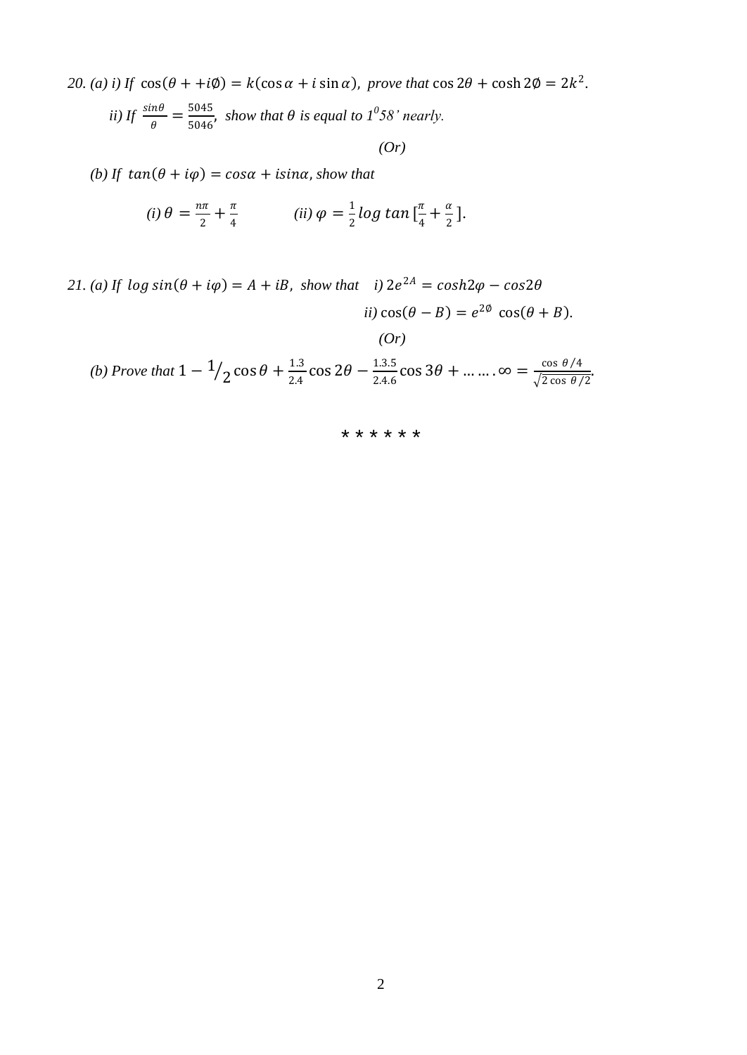20. (a) i) If $\cos(\theta + +i\emptyset) = k(\cos\alpha + i\sin\alpha)$, *prove that* $\cos 2\theta + \cosh 2\emptyset = 2k^2$.

ii) If $\frac{sin\theta}{\theta} = \frac{5045}{5046}$, *show that* $\theta$ *is equal to* $1^0 58'$ *nearly.*

*(Or)*

(b) If $tan(\theta + i\varphi) = cos\alpha + isin\alpha$, *show that*

(i) $\theta = \frac{n\pi}{2} + \frac{\pi}{4}$ (ii) $\varphi = \frac{1}{2} log\ tan\left[\frac{\pi}{4} + \frac{\alpha}{2}\right]$.

21. (a) If $log\ sin(\theta + i\varphi) = A + iB$, *show that* i) $2e^{2A} = cosh2\varphi - cos2\theta$

ii) $\cos(\theta - B) = e^{2\emptyset}\ \cos(\theta + B)$.

*(Or)*

(b) *Prove that* $1 - {}^{1}\!/_{2} \cos\theta + \frac{1.3}{2.4}\cos 2\theta - \frac{1.3.5}{2.4.6}\cos 3\theta + \ldots\ldots.\infty = \frac{\cos\ \theta/4}{\sqrt{2\cos\ \theta/2}}$.

\* \* \* \* \* \*